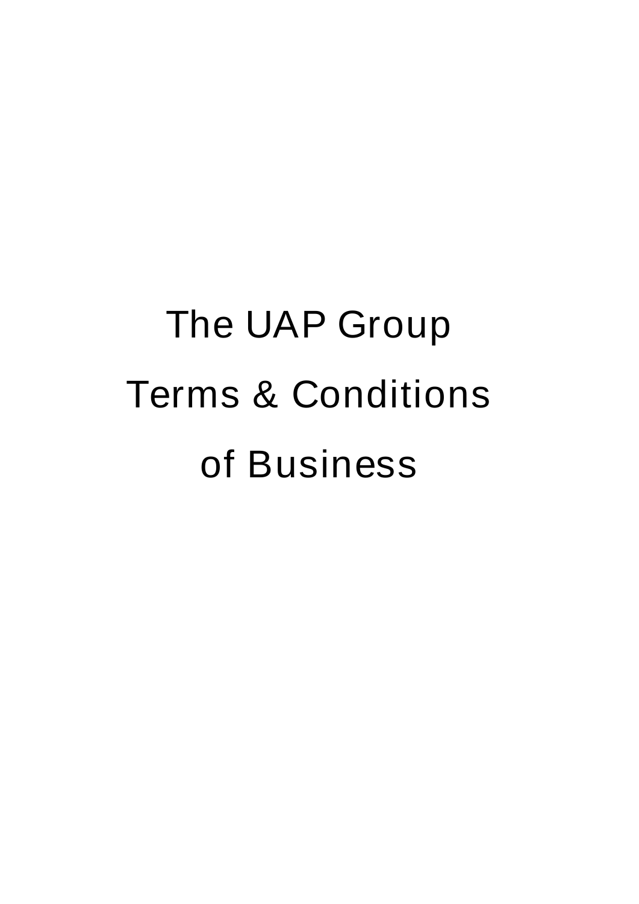# The UAP Group Terms & Conditions of Business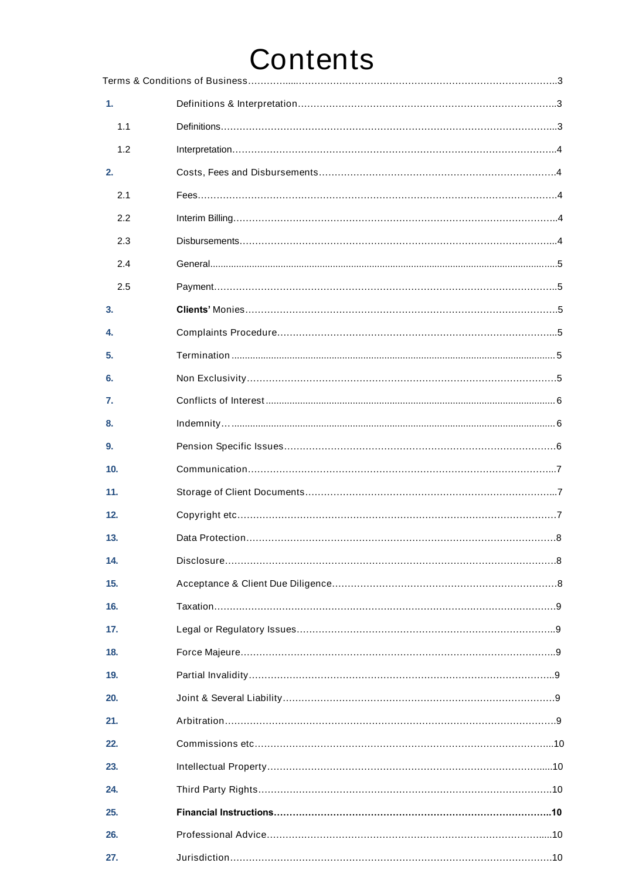# Contents

Terms & Conditions of Business ........................................................................................3

| | | |
|---|---|---|
| **1.** | Definitions & Interpretation | 3 |
| 1.1 | Definitions | 3 |
| 1.2 | Interpretation | 4 |
| **2.** | Costs, Fees and Disbursements | 4 |
| 2.1 | Fees | 4 |
| 2.2 | Interim Billing | 4 |
| 2.3 | Disbursements | 4 |
| 2.4 | General | 5 |
| 2.5 | Payment | 5 |
| **3.** | **Clients'** Monies | 5 |
| **4.** | Complaints Procedure | 5 |
| **5.** | Termination | 5 |
| **6.** | Non Exclusivity | 5 |
| **7.** | Conflicts of Interest | 6 |
| **8.** | Indemnity | 6 |
| **9.** | Pension Specific Issues | 6 |
| **10.** | Communication | 7 |
| **11.** | Storage of Client Documents | 7 |
| **12.** | Copyright etc | 7 |
| **13.** | Data Protection | 8 |
| **14.** | Disclosure | 8 |
| **15.** | Acceptance & Client Due Diligence | 8 |
| **16.** | Taxation | 9 |
| **17.** | Legal or Regulatory Issues | 9 |
| **18.** | Force Majeure | 9 |
| **19.** | Partial Invalidity | 9 |
| **20.** | Joint & Several Liability | 9 |
| **21.** | Arbitration | 9 |
| **22.** | Commissions etc | 10 |
| **23.** | Intellectual Property | 10 |
| **24.** | Third Party Rights | 10 |
| **25.** | **Financial Instructions** | **10** |
| **26.** | Professional Advice | 10 |
| **27.** | Jurisdiction | 10 |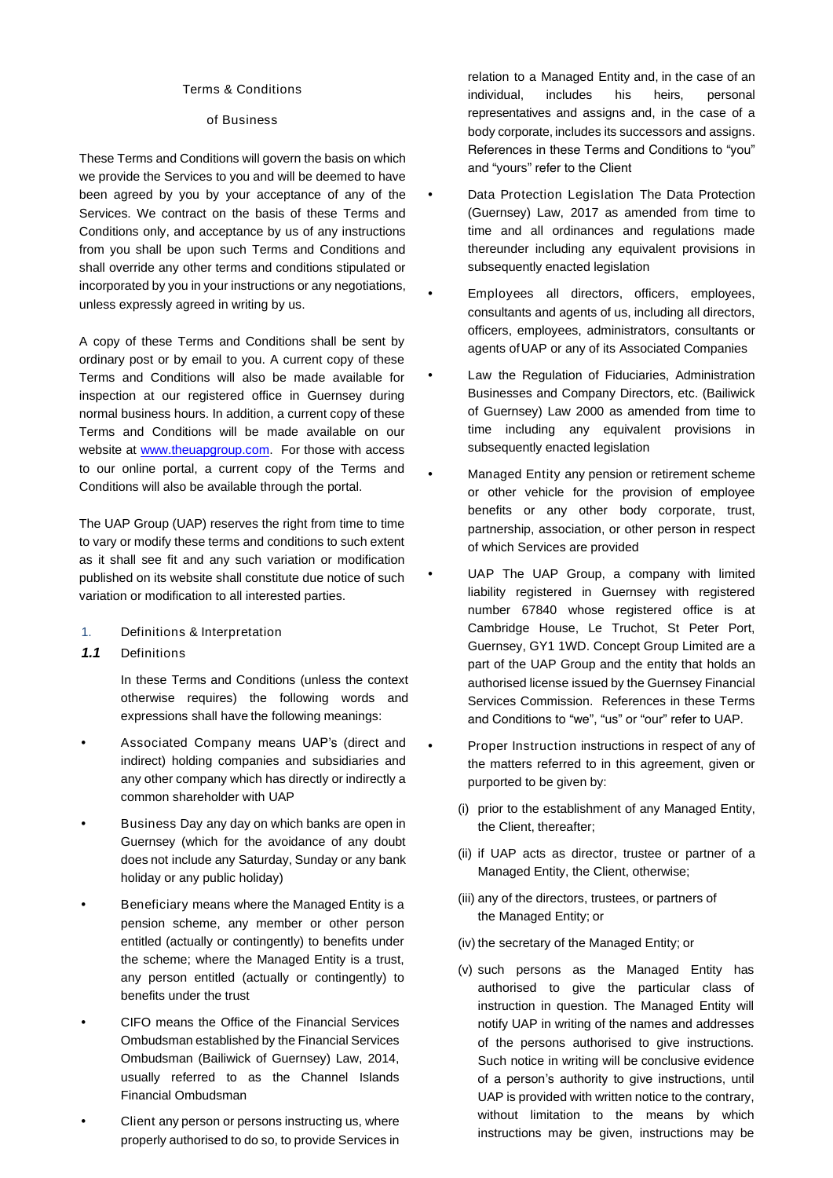Terms & Conditions

of Business

These Terms and Conditions will govern the basis on which we provide the Services to you and will be deemed to have been agreed by you by your acceptance of any of the Services. We contract on the basis of these Terms and Conditions only, and acceptance by us of any instructions from you shall be upon such Terms and Conditions and shall override any other terms and conditions stipulated or incorporated by you in your instructions or any negotiations, unless expressly agreed in writing by us.

A copy of these Terms and Conditions shall be sent by ordinary post or by email to you. A current copy of these Terms and Conditions will also be made available for inspection at our registered office in Guernsey during normal business hours. In addition, a current copy of these Terms and Conditions will be made available on our website at www.theuapgroup.com. For those with access to our online portal, a current copy of the Terms and Conditions will also be available through the portal.

The UAP Group (UAP) reserves the right from time to time to vary or modify these terms and conditions to such extent as it shall see fit and any such variation or modification published on its website shall constitute due notice of such variation or modification to all interested parties.

1. Definitions & Interpretation

***1.1*** Definitions

In these Terms and Conditions (unless the context otherwise requires) the following words and expressions shall have the following meanings:

- Associated Company means UAP's (direct and indirect) holding companies and subsidiaries and any other company which has directly or indirectly a common shareholder with UAP
- Business Day any day on which banks are open in Guernsey (which for the avoidance of any doubt does not include any Saturday, Sunday or any bank holiday or any public holiday)
- Beneficiary means where the Managed Entity is a pension scheme, any member or other person entitled (actually or contingently) to benefits under the scheme; where the Managed Entity is a trust, any person entitled (actually or contingently) to benefits under the trust
- CIFO means the Office of the Financial Services Ombudsman established by the Financial Services Ombudsman (Bailiwick of Guernsey) Law, 2014, usually referred to as the Channel Islands Financial Ombudsman
- Client any person or persons instructing us, where properly authorised to do so, to provide Services in relation to a Managed Entity and, in the case of an individual, includes his heirs, personal representatives and assigns and, in the case of a body corporate, includes its successors and assigns. References in these Terms and Conditions to "you" and "yours" refer to the Client
- Data Protection Legislation The Data Protection (Guernsey) Law, 2017 as amended from time to time and all ordinances and regulations made thereunder including any equivalent provisions in subsequently enacted legislation
- Employees all directors, officers, employees, consultants and agents of us, including all directors, officers, employees, administrators, consultants or agents of UAP or any of its Associated Companies
- Law the Regulation of Fiduciaries, Administration Businesses and Company Directors, etc. (Bailiwick of Guernsey) Law 2000 as amended from time to time including any equivalent provisions in subsequently enacted legislation
- Managed Entity any pension or retirement scheme or other vehicle for the provision of employee benefits or any other body corporate, trust, partnership, association, or other person in respect of which Services are provided
- UAP The UAP Group, a company with limited liability registered in Guernsey with registered number 67840 whose registered office is at Cambridge House, Le Truchot, St Peter Port, Guernsey, GY1 1WD. Concept Group Limited are a part of the UAP Group and the entity that holds an authorised license issued by the Guernsey Financial Services Commission. References in these Terms and Conditions to "we", "us" or "our" refer to UAP.
- Proper Instruction instructions in respect of any of the matters referred to in this agreement, given or purported to be given by:

  (i) prior to the establishment of any Managed Entity, the Client, thereafter;

  (ii) if UAP acts as director, trustee or partner of a Managed Entity, the Client, otherwise;

  (iii) any of the directors, trustees, or partners of the Managed Entity; or

  (iv) the secretary of the Managed Entity; or

  (v) such persons as the Managed Entity has authorised to give the particular class of instruction in question. The Managed Entity will notify UAP in writing of the names and addresses of the persons authorised to give instructions. Such notice in writing will be conclusive evidence of a person's authority to give instructions, until UAP is provided with written notice to the contrary, without limitation to the means by which instructions may be given, instructions may be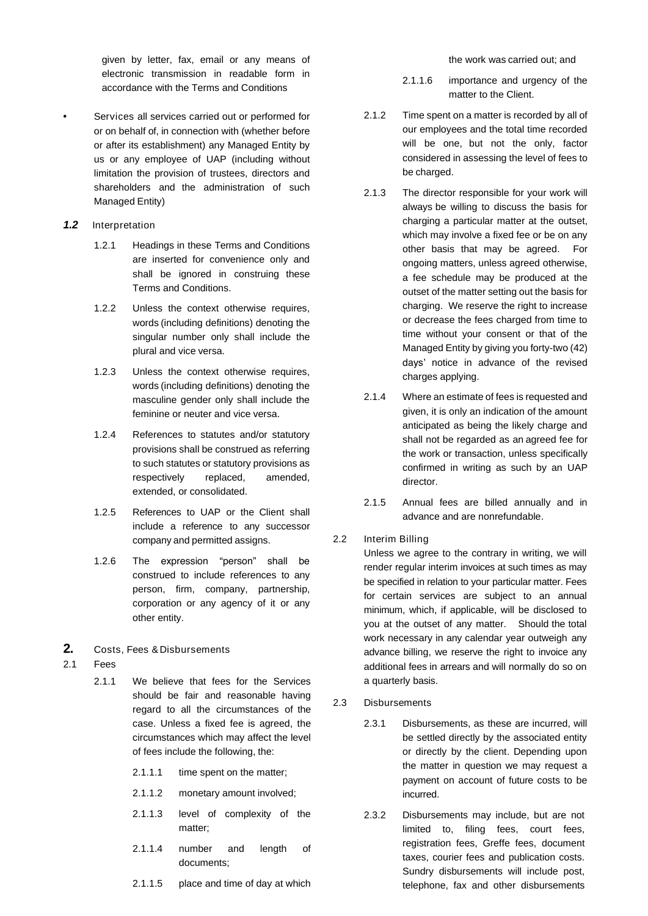given by letter, fax, email or any means of electronic transmission in readable form in accordance with the Terms and Conditions

- **Services** all services carried out or performed for or on behalf of, in connection with (whether before or after its establishment) any Managed Entity by us or any employee of UAP (including without limitation the provision of trustees, directors and shareholders and the administration of such Managed Entity)

### *1.2* Interpretation

1.2.1 Headings in these Terms and Conditions are inserted for convenience only and shall be ignored in construing these Terms and Conditions.

1.2.2 Unless the context otherwise requires, words (including definitions) denoting the singular number only shall include the plural and vice versa.

1.2.3 Unless the context otherwise requires, words (including definitions) denoting the masculine gender only shall include the feminine or neuter and vice versa.

1.2.4 References to statutes and/or statutory provisions shall be construed as referring to such statutes or statutory provisions as respectively replaced, amended, extended, or consolidated.

1.2.5 References to UAP or the Client shall include a reference to any successor company and permitted assigns.

1.2.6 The expression "person" shall be construed to include references to any person, firm, company, partnership, corporation or any agency of it or any other entity.

## 2. Costs, Fees & Disbursements

### 2.1 Fees

2.1.1 We believe that fees for the Services should be fair and reasonable having regard to all the circumstances of the case. Unless a fixed fee is agreed, the circumstances which may affect the level of fees include the following, the:

2.1.1.1 time spent on the matter;

2.1.1.2 monetary amount involved;

2.1.1.3 level of complexity of the matter;

2.1.1.4 number and length of documents;

2.1.1.5 place and time of day at which the work was carried out; and

2.1.1.6 importance and urgency of the matter to the Client.

2.1.2 Time spent on a matter is recorded by all of our employees and the total time recorded will be one, but not the only, factor considered in assessing the level of fees to be charged.

2.1.3 The director responsible for your work will always be willing to discuss the basis for charging a particular matter at the outset, which may involve a fixed fee or be on any other basis that may be agreed. For ongoing matters, unless agreed otherwise, a fee schedule may be produced at the outset of the matter setting out the basis for charging. We reserve the right to increase or decrease the fees charged from time to time without your consent or that of the Managed Entity by giving you forty-two (42) days' notice in advance of the revised charges applying.

2.1.4 Where an estimate of fees is requested and given, it is only an indication of the amount anticipated as being the likely charge and shall not be regarded as an agreed fee for the work or transaction, unless specifically confirmed in writing as such by an UAP director.

2.1.5 Annual fees are billed annually and in advance and are nonrefundable.

### 2.2 Interim Billing

Unless we agree to the contrary in writing, we will render regular interim invoices at such times as may be specified in relation to your particular matter. Fees for certain services are subject to an annual minimum, which, if applicable, will be disclosed to you at the outset of any matter. Should the total work necessary in any calendar year outweigh any advance billing, we reserve the right to invoice any additional fees in arrears and will normally do so on a quarterly basis.

### 2.3 Disbursements

2.3.1 Disbursements, as these are incurred, will be settled directly by the associated entity or directly by the client. Depending upon the matter in question we may request a payment on account of future costs to be incurred.

2.3.2 Disbursements may include, but are not limited to, filing fees, court fees, registration fees, Greffe fees, document taxes, courier fees and publication costs. Sundry disbursements will include post, telephone, fax and other disbursements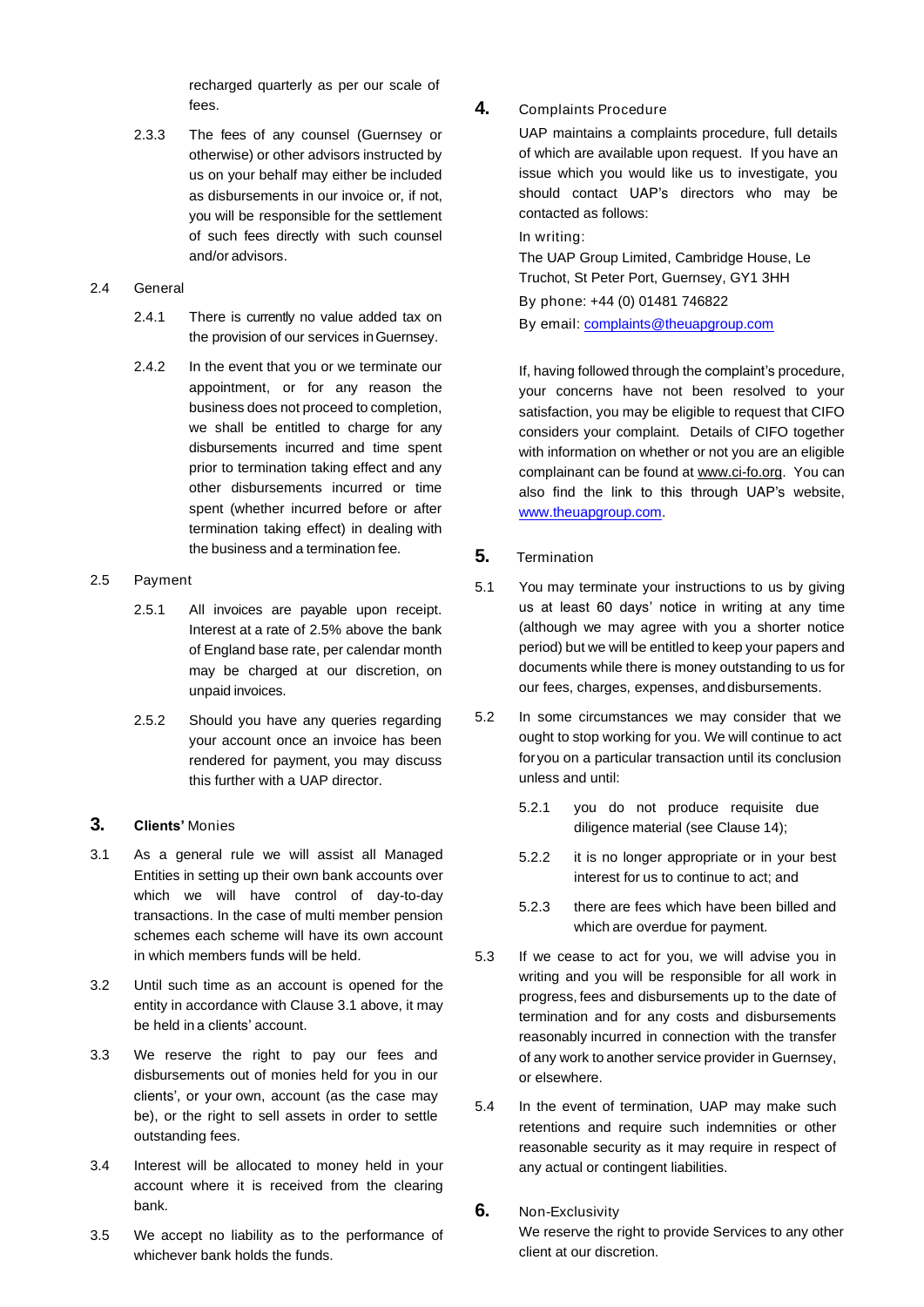recharged quarterly as per our scale of fees.

2.3.3 The fees of any counsel (Guernsey or otherwise) or other advisors instructed by us on your behalf may either be included as disbursements in our invoice or, if not, you will be responsible for the settlement of such fees directly with such counsel and/or advisors.

2.4 General

2.4.1 There is currently no value added tax on the provision of our services in Guernsey.

2.4.2 In the event that you or we terminate our appointment, or for any reason the business does not proceed to completion, we shall be entitled to charge for any disbursements incurred and time spent prior to termination taking effect and any other disbursements incurred or time spent (whether incurred before or after termination taking effect) in dealing with the business and a termination fee.

2.5 Payment

2.5.1 All invoices are payable upon receipt. Interest at a rate of 2.5% above the bank of England base rate, per calendar month may be charged at our discretion, on unpaid invoices.

2.5.2 Should you have any queries regarding your account once an invoice has been rendered for payment, you may discuss this further with a UAP director.

## 3. **Clients'** Monies

3.1 As a general rule we will assist all Managed Entities in setting up their own bank accounts over which we will have control of day-to-day transactions. In the case of multi member pension schemes each scheme will have its own account in which members funds will be held.

3.2 Until such time as an account is opened for the entity in accordance with Clause 3.1 above, it may be held in a clients' account.

3.3 We reserve the right to pay our fees and disbursements out of monies held for you in our clients', or your own, account (as the case may be), or the right to sell assets in order to settle outstanding fees.

3.4 Interest will be allocated to money held in your account where it is received from the clearing bank.

3.5 We accept no liability as to the performance of whichever bank holds the funds.

## 4. Complaints Procedure

UAP maintains a complaints procedure, full details of which are available upon request. If you have an issue which you would like us to investigate, you should contact UAP's directors who may be contacted as follows:

In writing:

The UAP Group Limited, Cambridge House, Le Truchot, St Peter Port, Guernsey, GY1 3HH

By phone: +44 (0) 01481 746822

By email: complaints@theuapgroup.com

If, having followed through the complaint's procedure, your concerns have not been resolved to your satisfaction, you may be eligible to request that CIFO considers your complaint. Details of CIFO together with information on whether or not you are an eligible complainant can be found at www.ci-fo.org. You can also find the link to this through UAP's website, www.theuapgroup.com.

## 5. Termination

5.1 You may terminate your instructions to us by giving us at least 60 days' notice in writing at any time (although we may agree with you a shorter notice period) but we will be entitled to keep your papers and documents while there is money outstanding to us for our fees, charges, expenses, and disbursements.

5.2 In some circumstances we may consider that we ought to stop working for you. We will continue to act for you on a particular transaction until its conclusion unless and until:

5.2.1 you do not produce requisite due diligence material (see Clause 14);

5.2.2 it is no longer appropriate or in your best interest for us to continue to act; and

5.2.3 there are fees which have been billed and which are overdue for payment.

5.3 If we cease to act for you, we will advise you in writing and you will be responsible for all work in progress, fees and disbursements up to the date of termination and for any costs and disbursements reasonably incurred in connection with the transfer of any work to another service provider in Guernsey, or elsewhere.

5.4 In the event of termination, UAP may make such retentions and require such indemnities or other reasonable security as it may require in respect of any actual or contingent liabilities.

## 6. Non-Exclusivity

We reserve the right to provide Services to any other client at our discretion.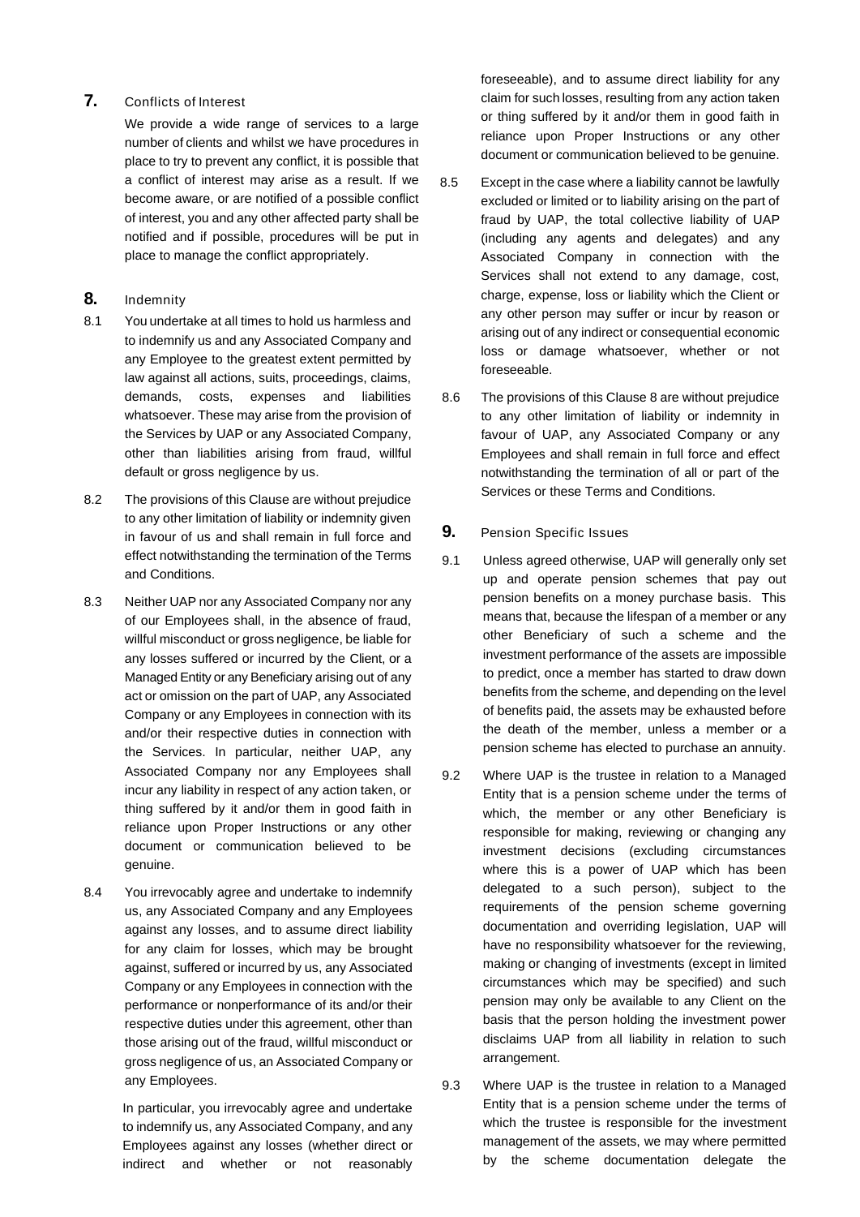## 7. Conflicts of Interest

We provide a wide range of services to a large number of clients and whilst we have procedures in place to try to prevent any conflict, it is possible that a conflict of interest may arise as a result. If we become aware, or are notified of a possible conflict of interest, you and any other affected party shall be notified and if possible, procedures will be put in place to manage the conflict appropriately.

## 8. Indemnity

8.1 You undertake at all times to hold us harmless and to indemnify us and any Associated Company and any Employee to the greatest extent permitted by law against all actions, suits, proceedings, claims, demands, costs, expenses and liabilities whatsoever. These may arise from the provision of the Services by UAP or any Associated Company, other than liabilities arising from fraud, willful default or gross negligence by us.

8.2 The provisions of this Clause are without prejudice to any other limitation of liability or indemnity given in favour of us and shall remain in full force and effect notwithstanding the termination of the Terms and Conditions.

8.3 Neither UAP nor any Associated Company nor any of our Employees shall, in the absence of fraud, willful misconduct or gross negligence, be liable for any losses suffered or incurred by the Client, or a Managed Entity or any Beneficiary arising out of any act or omission on the part of UAP, any Associated Company or any Employees in connection with its and/or their respective duties in connection with the Services. In particular, neither UAP, any Associated Company nor any Employees shall incur any liability in respect of any action taken, or thing suffered by it and/or them in good faith in reliance upon Proper Instructions or any other document or communication believed to be genuine.

8.4 You irrevocably agree and undertake to indemnify us, any Associated Company and any Employees against any losses, and to assume direct liability for any claim for losses, which may be brought against, suffered or incurred by us, any Associated Company or any Employees in connection with the performance or nonperformance of its and/or their respective duties under this agreement, other than those arising out of the fraud, willful misconduct or gross negligence of us, an Associated Company or any Employees.

In particular, you irrevocably agree and undertake to indemnify us, any Associated Company, and any Employees against any losses (whether direct or indirect and whether or not reasonably foreseeable), and to assume direct liability for any claim for such losses, resulting from any action taken or thing suffered by it and/or them in good faith in reliance upon Proper Instructions or any other document or communication believed to be genuine.

8.5 Except in the case where a liability cannot be lawfully excluded or limited or to liability arising on the part of fraud by UAP, the total collective liability of UAP (including any agents and delegates) and any Associated Company in connection with the Services shall not extend to any damage, cost, charge, expense, loss or liability which the Client or any other person may suffer or incur by reason or arising out of any indirect or consequential economic loss or damage whatsoever, whether or not foreseeable.

8.6 The provisions of this Clause 8 are without prejudice to any other limitation of liability or indemnity in favour of UAP, any Associated Company or any Employees and shall remain in full force and effect notwithstanding the termination of all or part of the Services or these Terms and Conditions.

## 9. Pension Specific Issues

9.1 Unless agreed otherwise, UAP will generally only set up and operate pension schemes that pay out pension benefits on a money purchase basis. This means that, because the lifespan of a member or any other Beneficiary of such a scheme and the investment performance of the assets are impossible to predict, once a member has started to draw down benefits from the scheme, and depending on the level of benefits paid, the assets may be exhausted before the death of the member, unless a member or a pension scheme has elected to purchase an annuity.

9.2 Where UAP is the trustee in relation to a Managed Entity that is a pension scheme under the terms of which, the member or any other Beneficiary is responsible for making, reviewing or changing any investment decisions (excluding circumstances where this is a power of UAP which has been delegated to a such person), subject to the requirements of the pension scheme governing documentation and overriding legislation, UAP will have no responsibility whatsoever for the reviewing, making or changing of investments (except in limited circumstances which may be specified) and such pension may only be available to any Client on the basis that the person holding the investment power disclaims UAP from all liability in relation to such arrangement.

9.3 Where UAP is the trustee in relation to a Managed Entity that is a pension scheme under the terms of which the trustee is responsible for the investment management of the assets, we may where permitted by the scheme documentation delegate the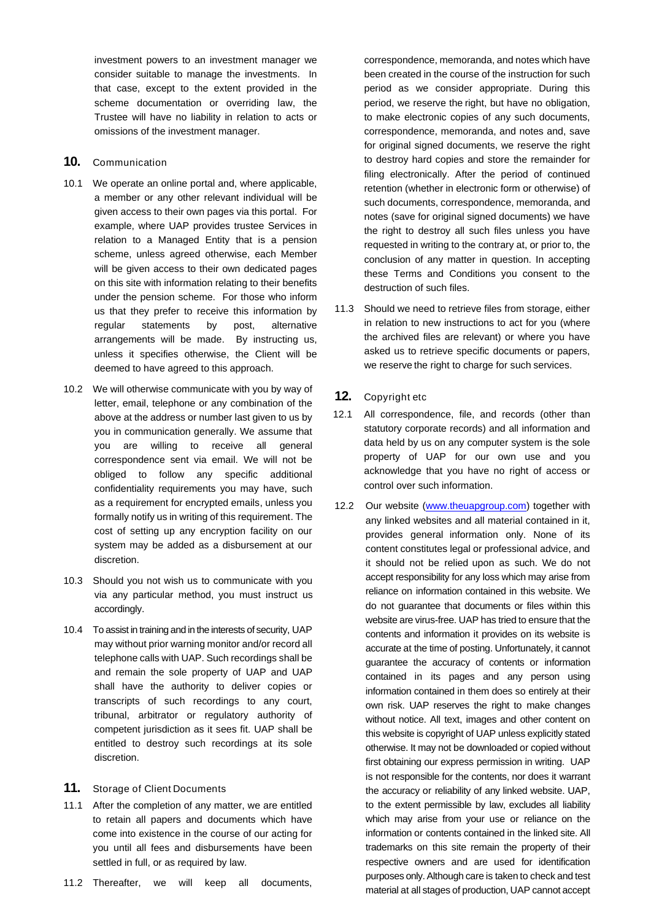investment powers to an investment manager we consider suitable to manage the investments. In that case, except to the extent provided in the scheme documentation or overriding law, the Trustee will have no liability in relation to acts or omissions of the investment manager.

## 10. Communication

10.1 We operate an online portal and, where applicable, a member or any other relevant individual will be given access to their own pages via this portal. For example, where UAP provides trustee Services in relation to a Managed Entity that is a pension scheme, unless agreed otherwise, each Member will be given access to their own dedicated pages on this site with information relating to their benefits under the pension scheme. For those who inform us that they prefer to receive this information by regular statements by post, alternative arrangements will be made. By instructing us, unless it specifies otherwise, the Client will be deemed to have agreed to this approach.

10.2 We will otherwise communicate with you by way of letter, email, telephone or any combination of the above at the address or number last given to us by you in communication generally. We assume that you are willing to receive all general correspondence sent via email. We will not be obliged to follow any specific additional confidentiality requirements you may have, such as a requirement for encrypted emails, unless you formally notify us in writing of this requirement. The cost of setting up any encryption facility on our system may be added as a disbursement at our discretion.

10.3 Should you not wish us to communicate with you via any particular method, you must instruct us accordingly.

10.4 To assist in training and in the interests of security, UAP may without prior warning monitor and/or record all telephone calls with UAP. Such recordings shall be and remain the sole property of UAP and UAP shall have the authority to deliver copies or transcripts of such recordings to any court, tribunal, arbitrator or regulatory authority of competent jurisdiction as it sees fit. UAP shall be entitled to destroy such recordings at its sole discretion.

## 11. Storage of Client Documents

11.1 After the completion of any matter, we are entitled to retain all papers and documents which have come into existence in the course of our acting for you until all fees and disbursements have been settled in full, or as required by law.

11.2 Thereafter, we will keep all documents, correspondence, memoranda, and notes which have been created in the course of the instruction for such period as we consider appropriate. During this period, we reserve the right, but have no obligation, to make electronic copies of any such documents, correspondence, memoranda, and notes and, save for original signed documents, we reserve the right to destroy hard copies and store the remainder for filing electronically. After the period of continued retention (whether in electronic form or otherwise) of such documents, correspondence, memoranda, and notes (save for original signed documents) we have the right to destroy all such files unless you have requested in writing to the contrary at, or prior to, the conclusion of any matter in question. In accepting these Terms and Conditions you consent to the destruction of such files.

11.3 Should we need to retrieve files from storage, either in relation to new instructions to act for you (where the archived files are relevant) or where you have asked us to retrieve specific documents or papers, we reserve the right to charge for such services.

## 12. Copyright etc

12.1 All correspondence, file, and records (other than statutory corporate records) and all information and data held by us on any computer system is the sole property of UAP for our own use and you acknowledge that you have no right of access or control over such information.

12.2 Our website (www.theuapgroup.com) together with any linked websites and all material contained in it, provides general information only. None of its content constitutes legal or professional advice, and it should not be relied upon as such. We do not accept responsibility for any loss which may arise from reliance on information contained in this website. We do not guarantee that documents or files within this website are virus-free. UAP has tried to ensure that the contents and information it provides on its website is accurate at the time of posting. Unfortunately, it cannot guarantee the accuracy of contents or information contained in its pages and any person using information contained in them does so entirely at their own risk. UAP reserves the right to make changes without notice. All text, images and other content on this website is copyright of UAP unless explicitly stated otherwise. It may not be downloaded or copied without first obtaining our express permission in writing. UAP is not responsible for the contents, nor does it warrant the accuracy or reliability of any linked website. UAP, to the extent permissible by law, excludes all liability which may arise from your use or reliance on the information or contents contained in the linked site. All trademarks on this site remain the property of their respective owners and are used for identification purposes only. Although care is taken to check and test material at all stages of production, UAP cannot accept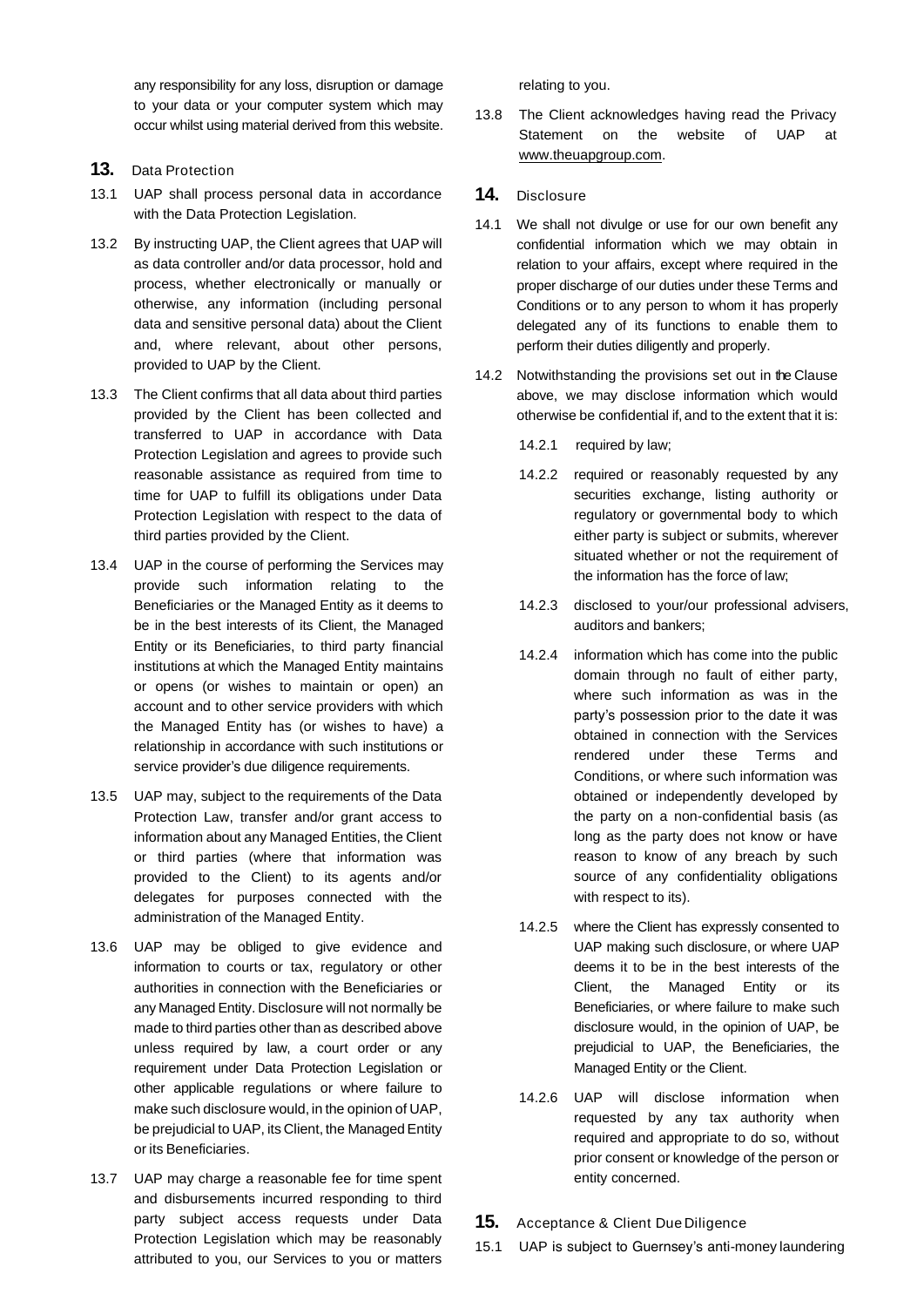any responsibility for any loss, disruption or damage to your data or your computer system which may occur whilst using material derived from this website.

## 13. Data Protection

13.1 UAP shall process personal data in accordance with the Data Protection Legislation.

13.2 By instructing UAP, the Client agrees that UAP will as data controller and/or data processor, hold and process, whether electronically or manually or otherwise, any information (including personal data and sensitive personal data) about the Client and, where relevant, about other persons, provided to UAP by the Client.

13.3 The Client confirms that all data about third parties provided by the Client has been collected and transferred to UAP in accordance with Data Protection Legislation and agrees to provide such reasonable assistance as required from time to time for UAP to fulfill its obligations under Data Protection Legislation with respect to the data of third parties provided by the Client.

13.4 UAP in the course of performing the Services may provide such information relating to the Beneficiaries or the Managed Entity as it deems to be in the best interests of its Client, the Managed Entity or its Beneficiaries, to third party financial institutions at which the Managed Entity maintains or opens (or wishes to maintain or open) an account and to other service providers with which the Managed Entity has (or wishes to have) a relationship in accordance with such institutions or service provider's due diligence requirements.

13.5 UAP may, subject to the requirements of the Data Protection Law, transfer and/or grant access to information about any Managed Entities, the Client or third parties (where that information was provided to the Client) to its agents and/or delegates for purposes connected with the administration of the Managed Entity.

13.6 UAP may be obliged to give evidence and information to courts or tax, regulatory or other authorities in connection with the Beneficiaries or any Managed Entity. Disclosure will not normally be made to third parties other than as described above unless required by law, a court order or any requirement under Data Protection Legislation or other applicable regulations or where failure to make such disclosure would, in the opinion of UAP, be prejudicial to UAP, its Client, the Managed Entity or its Beneficiaries.

13.7 UAP may charge a reasonable fee for time spent and disbursements incurred responding to third party subject access requests under Data Protection Legislation which may be reasonably attributed to you, our Services to you or matters relating to you.

13.8 The Client acknowledges having read the Privacy Statement on the website of UAP at www.theuapgroup.com.

## 14. Disclosure

14.1 We shall not divulge or use for our own benefit any confidential information which we may obtain in relation to your affairs, except where required in the proper discharge of our duties under these Terms and Conditions or to any person to whom it has properly delegated any of its functions to enable them to perform their duties diligently and properly.

14.2 Notwithstanding the provisions set out in the Clause above, we may disclose information which would otherwise be confidential if, and to the extent that it is:

14.2.1 required by law;

14.2.2 required or reasonably requested by any securities exchange, listing authority or regulatory or governmental body to which either party is subject or submits, wherever situated whether or not the requirement of the information has the force of law;

14.2.3 disclosed to your/our professional advisers, auditors and bankers;

14.2.4 information which has come into the public domain through no fault of either party, where such information as was in the party's possession prior to the date it was obtained in connection with the Services rendered under these Terms and Conditions, or where such information was obtained or independently developed by the party on a non-confidential basis (as long as the party does not know or have reason to know of any breach by such source of any confidentiality obligations with respect to its).

14.2.5 where the Client has expressly consented to UAP making such disclosure, or where UAP deems it to be in the best interests of the Client, the Managed Entity or its Beneficiaries, or where failure to make such disclosure would, in the opinion of UAP, be prejudicial to UAP, the Beneficiaries, the Managed Entity or the Client.

14.2.6 UAP will disclose information when requested by any tax authority when required and appropriate to do so, without prior consent or knowledge of the person or entity concerned.

## 15. Acceptance & Client Due Diligence

15.1 UAP is subject to Guernsey's anti-money laundering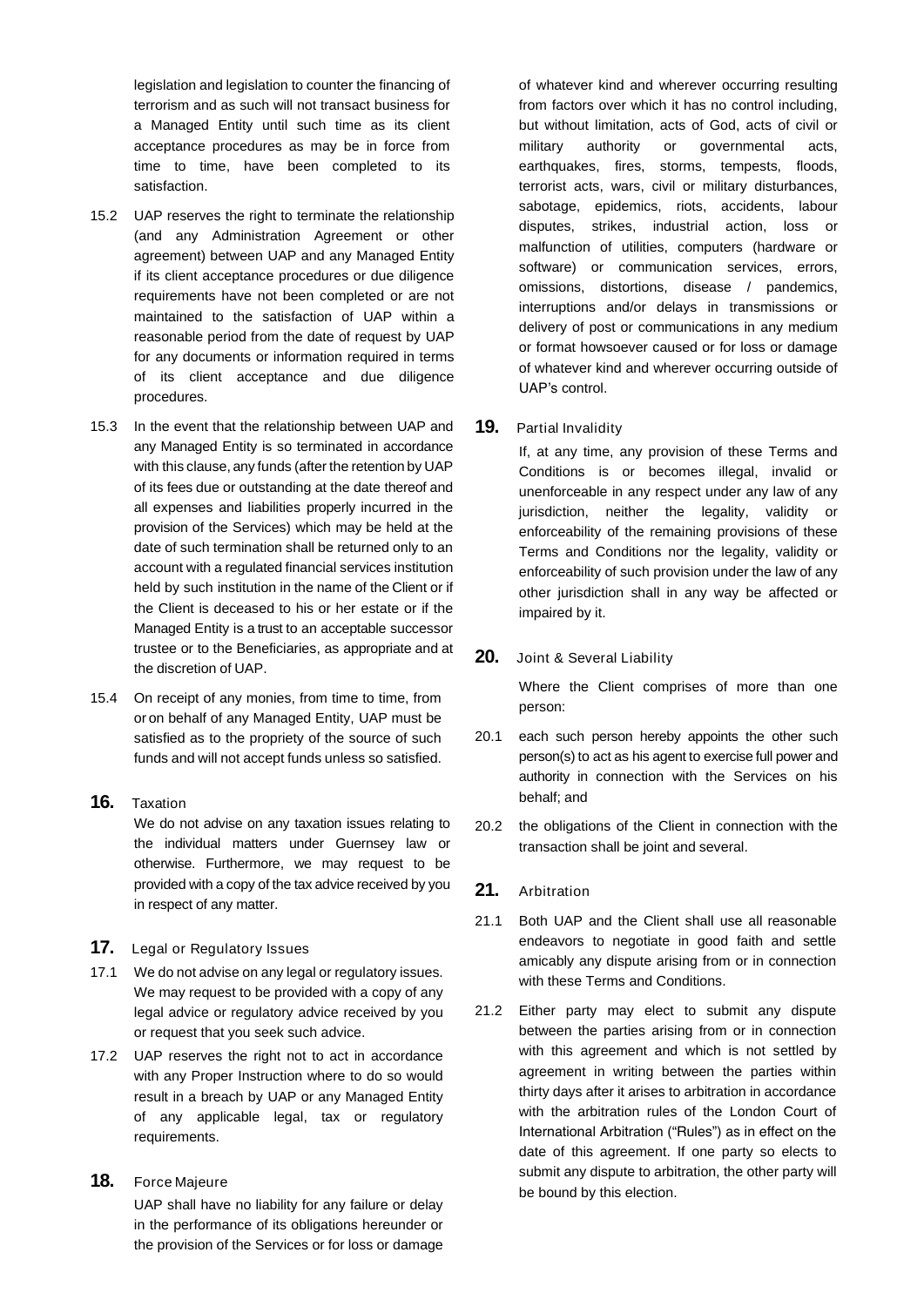legislation and legislation to counter the financing of terrorism and as such will not transact business for a Managed Entity until such time as its client acceptance procedures as may be in force from time to time, have been completed to its satisfaction.

15.2 UAP reserves the right to terminate the relationship (and any Administration Agreement or other agreement) between UAP and any Managed Entity if its client acceptance procedures or due diligence requirements have not been completed or are not maintained to the satisfaction of UAP within a reasonable period from the date of request by UAP for any documents or information required in terms of its client acceptance and due diligence procedures.

15.3 In the event that the relationship between UAP and any Managed Entity is so terminated in accordance with this clause, any funds (after the retention by UAP of its fees due or outstanding at the date thereof and all expenses and liabilities properly incurred in the provision of the Services) which may be held at the date of such termination shall be returned only to an account with a regulated financial services institution held by such institution in the name of the Client or if the Client is deceased to his or her estate or if the Managed Entity is a trust to an acceptable successor trustee or to the Beneficiaries, as appropriate and at the discretion of UAP.

15.4 On receipt of any monies, from time to time, from or on behalf of any Managed Entity, UAP must be satisfied as to the propriety of the source of such funds and will not accept funds unless so satisfied.

## 16. Taxation

We do not advise on any taxation issues relating to the individual matters under Guernsey law or otherwise. Furthermore, we may request to be provided with a copy of the tax advice received by you in respect of any matter.

## 17. Legal or Regulatory Issues

17.1 We do not advise on any legal or regulatory issues. We may request to be provided with a copy of any legal advice or regulatory advice received by you or request that you seek such advice.

17.2 UAP reserves the right not to act in accordance with any Proper Instruction where to do so would result in a breach by UAP or any Managed Entity of any applicable legal, tax or regulatory requirements.

## 18. Force Majeure

UAP shall have no liability for any failure or delay in the performance of its obligations hereunder or the provision of the Services or for loss or damage of whatever kind and wherever occurring resulting from factors over which it has no control including, but without limitation, acts of God, acts of civil or military authority or governmental acts, earthquakes, fires, storms, tempests, floods, terrorist acts, wars, civil or military disturbances, sabotage, epidemics, riots, accidents, labour disputes, strikes, industrial action, loss or malfunction of utilities, computers (hardware or software) or communication services, errors, omissions, distortions, disease / pandemics, interruptions and/or delays in transmissions or delivery of post or communications in any medium or format howsoever caused or for loss or damage of whatever kind and wherever occurring outside of UAP's control.

## 19. Partial Invalidity

If, at any time, any provision of these Terms and Conditions is or becomes illegal, invalid or unenforceable in any respect under any law of any jurisdiction, neither the legality, validity or enforceability of the remaining provisions of these Terms and Conditions nor the legality, validity or enforceability of such provision under the law of any other jurisdiction shall in any way be affected or impaired by it.

## 20. Joint & Several Liability

Where the Client comprises of more than one person:

20.1 each such person hereby appoints the other such person(s) to act as his agent to exercise full power and authority in connection with the Services on his behalf; and

20.2 the obligations of the Client in connection with the transaction shall be joint and several.

## 21. Arbitration

21.1 Both UAP and the Client shall use all reasonable endeavors to negotiate in good faith and settle amicably any dispute arising from or in connection with these Terms and Conditions.

21.2 Either party may elect to submit any dispute between the parties arising from or in connection with this agreement and which is not settled by agreement in writing between the parties within thirty days after it arises to arbitration in accordance with the arbitration rules of the London Court of International Arbitration ("Rules") as in effect on the date of this agreement. If one party so elects to submit any dispute to arbitration, the other party will be bound by this election.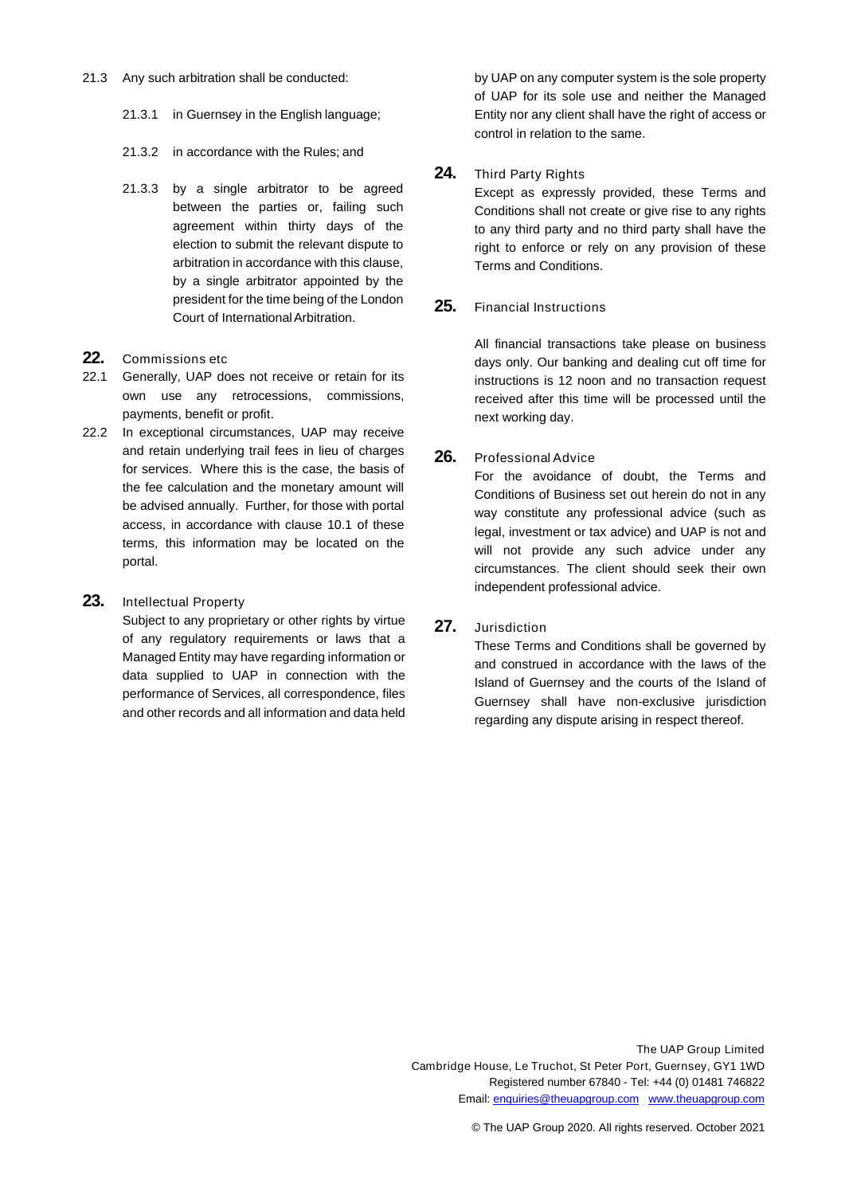21.3 Any such arbitration shall be conducted:

21.3.1 in Guernsey in the English language;

21.3.2 in accordance with the Rules; and

21.3.3 by a single arbitrator to be agreed between the parties or, failing such agreement within thirty days of the election to submit the relevant dispute to arbitration in accordance with this clause, by a single arbitrator appointed by the president for the time being of the London Court of International Arbitration.

## 22. Commissions etc

22.1 Generally, UAP does not receive or retain for its own use any retrocessions, commissions, payments, benefit or profit.

22.2 In exceptional circumstances, UAP may receive and retain underlying trail fees in lieu of charges for services. Where this is the case, the basis of the fee calculation and the monetary amount will be advised annually. Further, for those with portal access, in accordance with clause 10.1 of these terms, this information may be located on the portal.

## 23. Intellectual Property

Subject to any proprietary or other rights by virtue of any regulatory requirements or laws that a Managed Entity may have regarding information or data supplied to UAP in connection with the performance of Services, all correspondence, files and other records and all information and data held by UAP on any computer system is the sole property of UAP for its sole use and neither the Managed Entity nor any client shall have the right of access or control in relation to the same.

## 24. Third Party Rights

Except as expressly provided, these Terms and Conditions shall not create or give rise to any rights to any third party and no third party shall have the right to enforce or rely on any provision of these Terms and Conditions.

## 25. Financial Instructions

All financial transactions take please on business days only. Our banking and dealing cut off time for instructions is 12 noon and no transaction request received after this time will be processed until the next working day.

## 26. Professional Advice

For the avoidance of doubt, the Terms and Conditions of Business set out herein do not in any way constitute any professional advice (such as legal, investment or tax advice) and UAP is not and will not provide any such advice under any circumstances. The client should seek their own independent professional advice.

## 27. Jurisdiction

These Terms and Conditions shall be governed by and construed in accordance with the laws of the Island of Guernsey and the courts of the Island of Guernsey shall have non-exclusive jurisdiction regarding any dispute arising in respect thereof.

The UAP Group Limited
Cambridge House, Le Truchot, St Peter Port, Guernsey, GY1 1WD
Registered number 67840 - Tel: +44 (0) 01481 746822
Email: enquiries@theuapgroup.com www.theuapgroup.com

© The UAP Group 2020. All rights reserved. October 2021